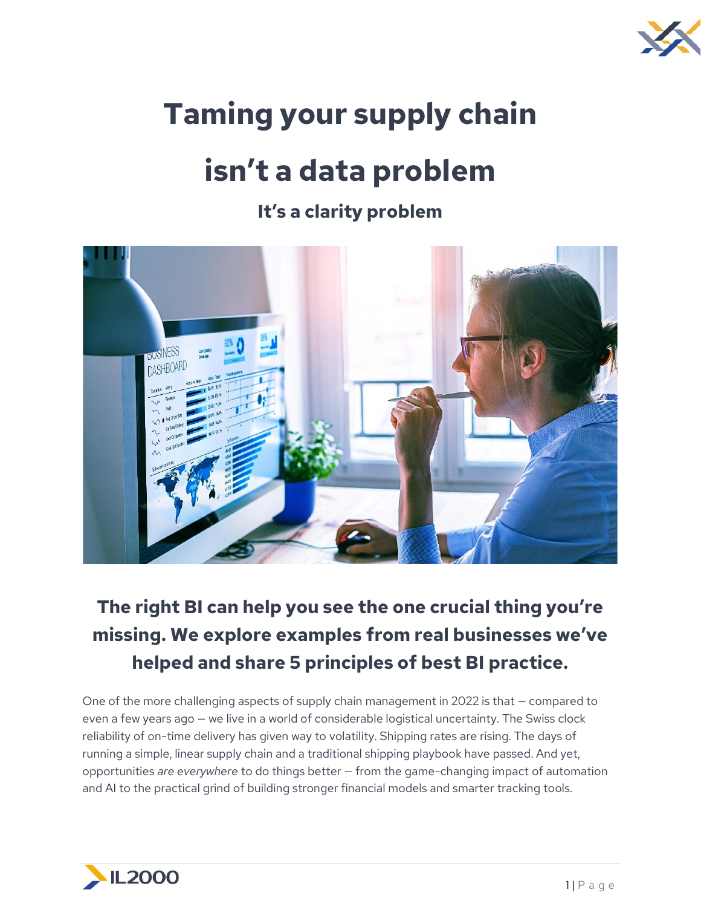# Taming your supply chain isn't a data problem

## It's a clarity problem

### The right BI can help you see the one crucial thing you're missing. We explore examples from real businesses we've helped and share 5 principles of best BI practice.

One of the more challenging aspects of supply chain management in 2022 is that – compared to even a few years ago – we live in a world of considerable logistical uncertainty. The Swiss clock reliability of on-time delivery has given way to volatility. Shipping rates are rising. The days of running a simple, linear supply chain and a traditional shipping playbook have passed. And yet, opportunities *are everywhere* to do things better – from the game-changing impact of automation and AI to the practical grind of building stronger financial models and smarter tracking tools.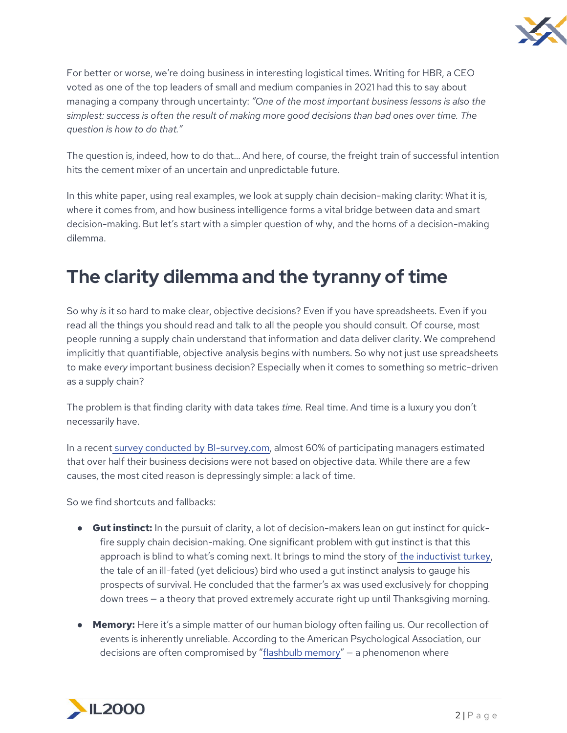For better or worse, we're doing business in interesting logistical times. Writing for HBR, a CEO voted as one of the top leaders of small and medium companies in 2021 had this to say about managing a company through uncertainty: *"One of the most important business lessons is also the simplest: success is often the result of making more good decisions than bad ones over time. The question is how to do that."*

The question is, indeed, how to do that… And here, of course, the freight train of successful intention hits the cement mixer of an uncertain and unpredictable future.

In this white paper, using real examples, we look at supply chain decision-making clarity: What it is, where it comes from, and how business intelligence forms a vital bridge between data and smart decision-making. But let's start with a simpler question of why, and the horns of a decision-making dilemma.

## The clarity dilemma and the tyranny of time

So why *is* it so hard to make clear, objective decisions? Even if you have spreadsheets. Even if you read all the things you should read and talk to all the people you should consult. Of course, most people running a supply chain understand that information and data deliver clarity. We comprehend implicitly that quantifiable, objective analysis begins with numbers. So why not just use spreadsheets to make *every* important business decision? Especially when it comes to something so metric-driven as a supply chain?

The problem is that finding clarity with data takes *time*. Real time. And time is a luxury you don't necessarily have.

In a recent survey conducted by BI-survey.com, almost 60% of participating managers estimated that over half their business decisions were not based on objective data. While there are a few causes, the most cited reason is depressingly simple: a lack of time.

So we find shortcuts and fallbacks:

- **Gut instinct:** In the pursuit of clarity, a lot of decision-makers lean on gut instinct for quick-fire supply chain decision-making. One significant problem with gut instinct is that this approach is blind to what's coming next. It brings to mind the story of the inductivist turkey, the tale of an ill-fated (yet delicious) bird who used a gut instinct analysis to gauge his prospects of survival. He concluded that the farmer's ax was used exclusively for chopping down trees — a theory that proved extremely accurate right up until Thanksgiving morning.

- **Memory:** Here it's a simple matter of our human biology often failing us. Our recollection of events is inherently unreliable. According to the American Psychological Association, our decisions are often compromised by "flashbulb memory" — a phenomenon where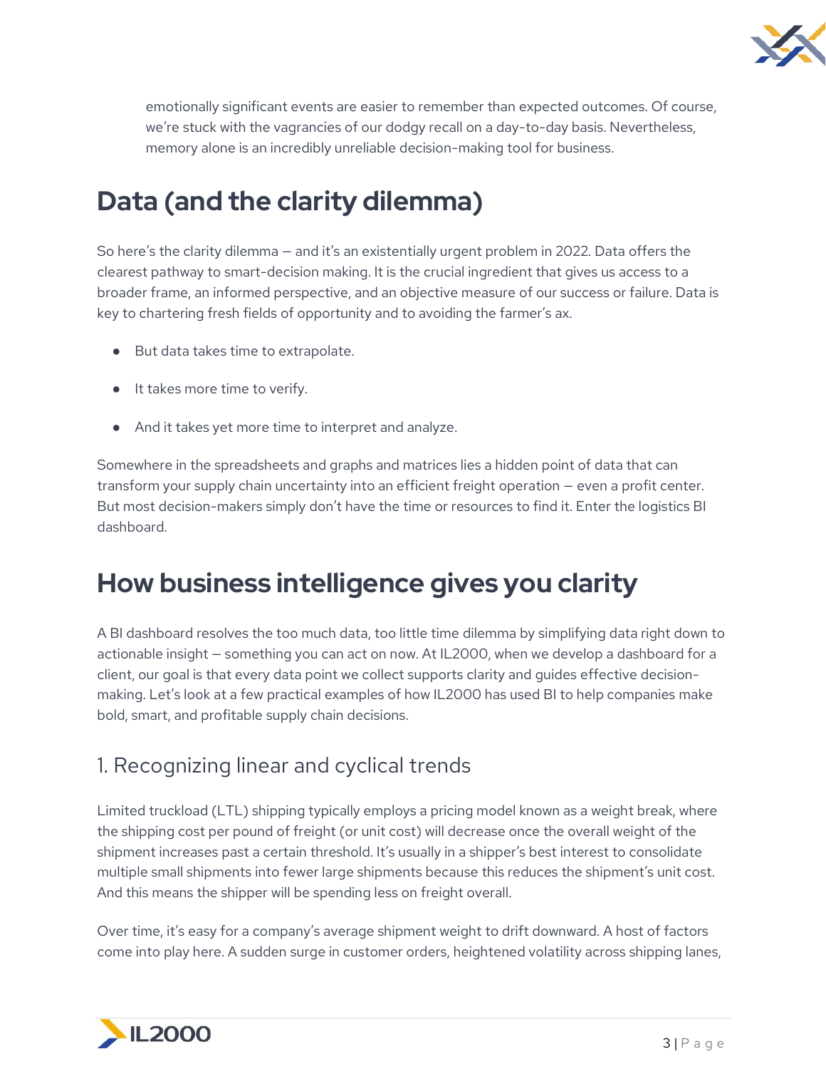emotionally significant events are easier to remember than expected outcomes. Of course, we're stuck with the vagrancies of our dodgy recall on a day-to-day basis. Nevertheless, memory alone is an incredibly unreliable decision-making tool for business.

## Data (and the clarity dilemma)

So here's the clarity dilemma – and it's an existentially urgent problem in 2022. Data offers the clearest pathway to smart-decision making. It is the crucial ingredient that gives us access to a broader frame, an informed perspective, and an objective measure of our success or failure. Data is key to chartering fresh fields of opportunity and to avoiding the farmer's ax.

- But data takes time to extrapolate.
- It takes more time to verify.
- And it takes yet more time to interpret and analyze.

Somewhere in the spreadsheets and graphs and matrices lies a hidden point of data that can transform your supply chain uncertainty into an efficient freight operation – even a profit center. But most decision-makers simply don't have the time or resources to find it. Enter the logistics BI dashboard.

## How business intelligence gives you clarity

A BI dashboard resolves the too much data, too little time dilemma by simplifying data right down to actionable insight – something you can act on now. At IL2000, when we develop a dashboard for a client, our goal is that every data point we collect supports clarity and guides effective decision-making. Let's look at a few practical examples of how IL2000 has used BI to help companies make bold, smart, and profitable supply chain decisions.

### 1. Recognizing linear and cyclical trends

Limited truckload (LTL) shipping typically employs a pricing model known as a weight break, where the shipping cost per pound of freight (or unit cost) will decrease once the overall weight of the shipment increases past a certain threshold. It's usually in a shipper's best interest to consolidate multiple small shipments into fewer large shipments because this reduces the shipment's unit cost. And this means the shipper will be spending less on freight overall.

Over time, it's easy for a company's average shipment weight to drift downward. A host of factors come into play here. A sudden surge in customer orders, heightened volatility across shipping lanes,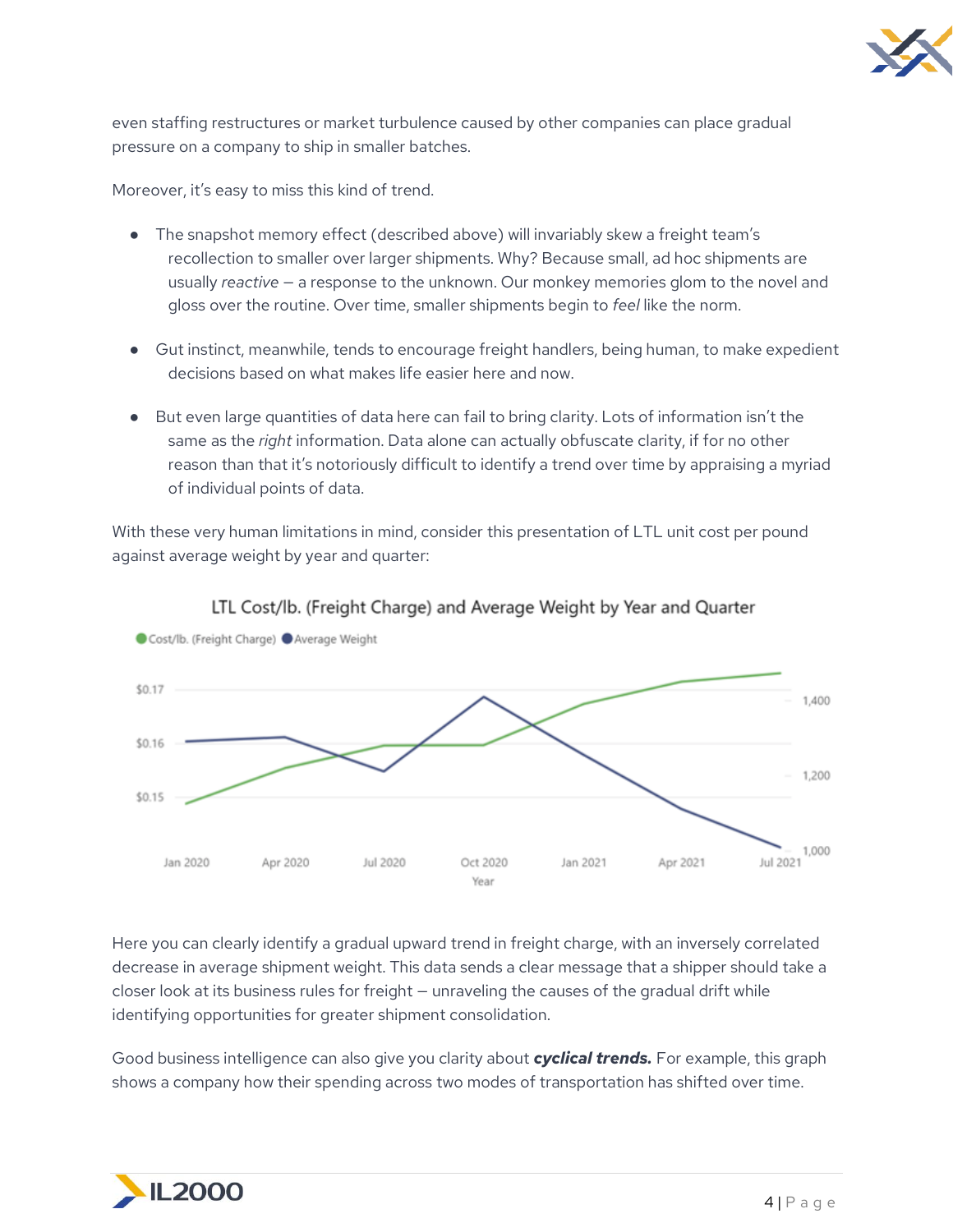even staffing restructures or market turbulence caused by other companies can place gradual pressure on a company to ship in smaller batches.

Moreover, it's easy to miss this kind of trend.

- The snapshot memory effect (described above) will invariably skew a freight team's recollection to smaller over larger shipments. Why? Because small, ad hoc shipments are usually *reactive* – a response to the unknown. Our monkey memories glom to the novel and gloss over the routine. Over time, smaller shipments begin to *feel* like the norm.

- Gut instinct, meanwhile, tends to encourage freight handlers, being human, to make expedient decisions based on what makes life easier here and now.

- But even large quantities of data here can fail to bring clarity. Lots of information isn't the same as the *right* information. Data alone can actually obfuscate clarity, if for no other reason than that it's notoriously difficult to identify a trend over time by appraising a myriad of individual points of data.

With these very human limitations in mind, consider this presentation of LTL unit cost per pound against average weight by year and quarter:

LTL Cost/lb. (Freight Charge) and Average Weight by Year and Quarter

Cost/lb. (Freight Charge) | Average Weight

Here you can clearly identify a gradual upward trend in freight charge, with an inversely correlated decrease in average shipment weight. This data sends a clear message that a shipper should take a closer look at its business rules for freight – unraveling the causes of the gradual drift while identifying opportunities for greater shipment consolidation.

Good business intelligence can also give you clarity about ***cyclical trends.*** For example, this graph shows a company how their spending across two modes of transportation has shifted over time.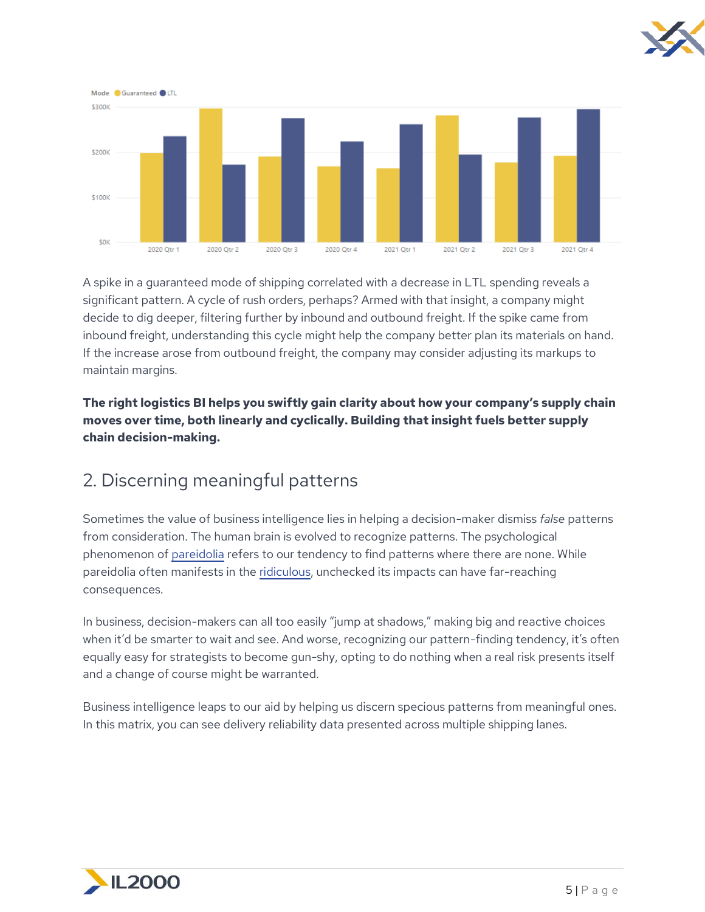A spike in a guaranteed mode of shipping correlated with a decrease in LTL spending reveals a significant pattern. A cycle of rush orders, perhaps? Armed with that insight, a company might decide to dig deeper, filtering further by inbound and outbound freight. If the spike came from inbound freight, understanding this cycle might help the company better plan its materials on hand. If the increase arose from outbound freight, the company may consider adjusting its markups to maintain margins.

**The right logistics BI helps you swiftly gain clarity about how your company's supply chain moves over time, both linearly and cyclically. Building that insight fuels better supply chain decision-making.**

## 2. Discerning meaningful patterns

Sometimes the value of business intelligence lies in helping a decision-maker dismiss *false* patterns from consideration. The human brain is evolved to recognize patterns. The psychological phenomenon of pareidolia refers to our tendency to find patterns where there are none. While pareidolia often manifests in the ridiculous, unchecked its impacts can have far-reaching consequences.

In business, decision-makers can all too easily "jump at shadows," making big and reactive choices when it'd be smarter to wait and see. And worse, recognizing our pattern-finding tendency, it's often equally easy for strategists to become gun-shy, opting to do nothing when a real risk presents itself and a change of course might be warranted.

Business intelligence leaps to our aid by helping us discern specious patterns from meaningful ones. In this matrix, you can see delivery reliability data presented across multiple shipping lanes.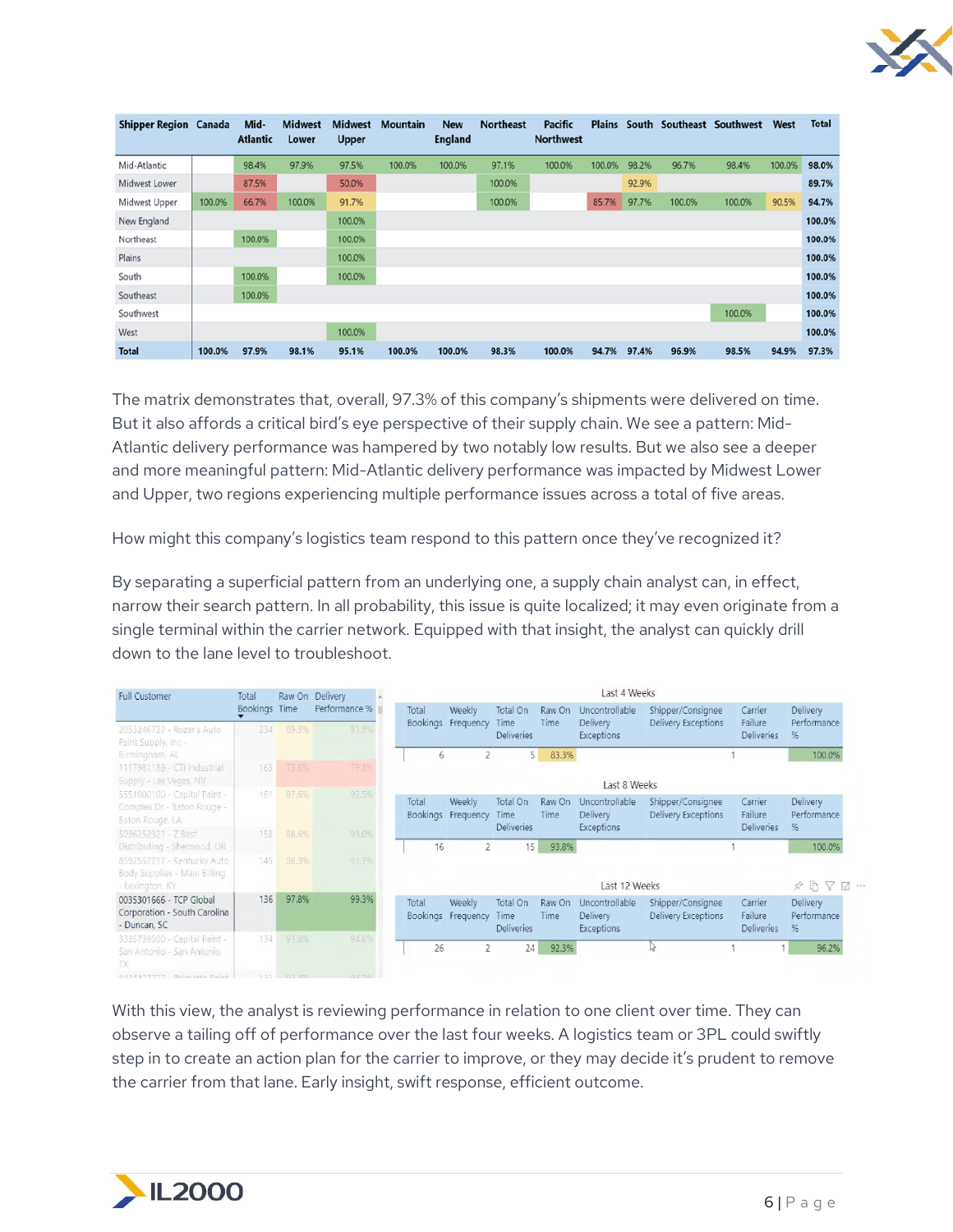| Shipper Region | Canada | Mid-Atlantic | Midwest Lower | Midwest Upper | Mountain | New England | Northeast | Pacific Northwest | Plains | South | Southeast | Southwest | West | Total |
|---|---|---|---|---|---|---|---|---|---|---|---|---|---|---|
| Mid-Atlantic | | 98.4% | 97.9% | 97.5% | 100.0% | 100.0% | 97.1% | 100.0% | 100.0% | 98.2% | 96.7% | 98.4% | 100.0% | **98.0%** |
| Midwest Lower | | 87.5% | | 50.0% | | | 100.0% | | | 92.9% | | | | **89.7%** |
| Midwest Upper | 100.0% | 66.7% | 100.0% | 91.7% | | | 100.0% | | 85.7% | 97.7% | 100.0% | 100.0% | 90.5% | **94.7%** |
| New England | | | | 100.0% | | | | | | | | | | **100.0%** |
| Northeast | | 100.0% | | 100.0% | | | | | | | | | | **100.0%** |
| Plains | | | | 100.0% | | | | | | | | | | **100.0%** |
| South | | 100.0% | | 100.0% | | | | | | | | | | **100.0%** |
| Southeast | | 100.0% | | | | | | | | | | | | **100.0%** |
| Southwest | | | | | | | | | | | | 100.0% | | **100.0%** |
| West | | | | 100.0% | | | | | | | | | | **100.0%** |
| **Total** | **100.0%** | **97.9%** | **98.1%** | **95.1%** | **100.0%** | **100.0%** | **98.3%** | **100.0%** | **94.7%** | **97.4%** | **96.9%** | **98.5%** | **94.9%** | **97.3%** |

The matrix demonstrates that, overall, 97.3% of this company's shipments were delivered on time. But it also affords a critical bird's eye perspective of their supply chain. We see a pattern: Mid-Atlantic delivery performance was hampered by two notably low results. But we also see a deeper and more meaningful pattern: Mid-Atlantic delivery performance was impacted by Midwest Lower and Upper, two regions experiencing multiple performance issues across a total of five areas.

How might this company's logistics team respond to this pattern once they've recognized it?

By separating a superficial pattern from an underlying one, a supply chain analyst can, in effect, narrow their search pattern. In all probability, this issue is quite localized; it may even originate from a single terminal within the carrier network. Equipped with that insight, the analyst can quickly drill down to the lane level to troubleshoot.

| Full Customer | Total Bookings | Raw On Time | Delivery Performance % |
|---|---|---|---|
| 2053246722 - Rozar's Auto Paint Supply, Inc - Birmingham, AL | 234 | 89.3% | 91.9% |
| 1117981189 - CTI Industrial Supply - Las Vegas, NV | 163 | 73.6% | 79.8% |
| 5551000100 - Capital Paint - Complex Dr - Baton Rouge - Baton Rouge, LA | 161 | 87.6% | 92.5% |
| 5036252321 - Z Best Distributing - Sherwood, OR | 158 | 88.6% | 93.0% |
| 8592557717 - Kentucky Auto Body Supplies - Main Billing - Lexington, KY | 145 | 86.3% | 91.7% |
| 0035301666 - TCP Global Corporation - South Carolina - Duncan, SC | 136 | 97.8% | 99.3% |
| 3335739500 - Capital Paint - San Antonio - San Antonio, TX | 134 | 91.8% | 94.8% |

Last 4 Weeks

| Total Bookings | Weekly Frequency | Total On Time Deliveries | Raw On Time | Uncontrollable Delivery Exceptions | Shipper/Consignee Delivery Exceptions | Carrier Failure Deliveries | Delivery Performance % |
|---|---|---|---|---|---|---|---|
| 6 | 2 | 5 | 83.3% | | 1 | | 100.0% |

Last 8 Weeks

| Total Bookings | Weekly Frequency | Total On Time Deliveries | Raw On Time | Uncontrollable Delivery Exceptions | Shipper/Consignee Delivery Exceptions | Carrier Failure Deliveries | Delivery Performance % |
|---|---|---|---|---|---|---|---|
| 16 | 2 | 15 | 93.8% | | 1 | | 100.0% |

Last 12 Weeks

| Total Bookings | Weekly Frequency | Total On Time Deliveries | Raw On Time | Uncontrollable Delivery Exceptions | Shipper/Consignee Delivery Exceptions | Carrier Failure Deliveries | Delivery Performance % |
|---|---|---|---|---|---|---|---|
| 26 | 2 | 24 | 92.3% | | 1 | 1 | 96.2% |

With this view, the analyst is reviewing performance in relation to one client over time. They can observe a tailing off of performance over the last four weeks. A logistics team or 3PL could swiftly step in to create an action plan for the carrier to improve, or they may decide it's prudent to remove the carrier from that lane. Early insight, swift response, efficient outcome.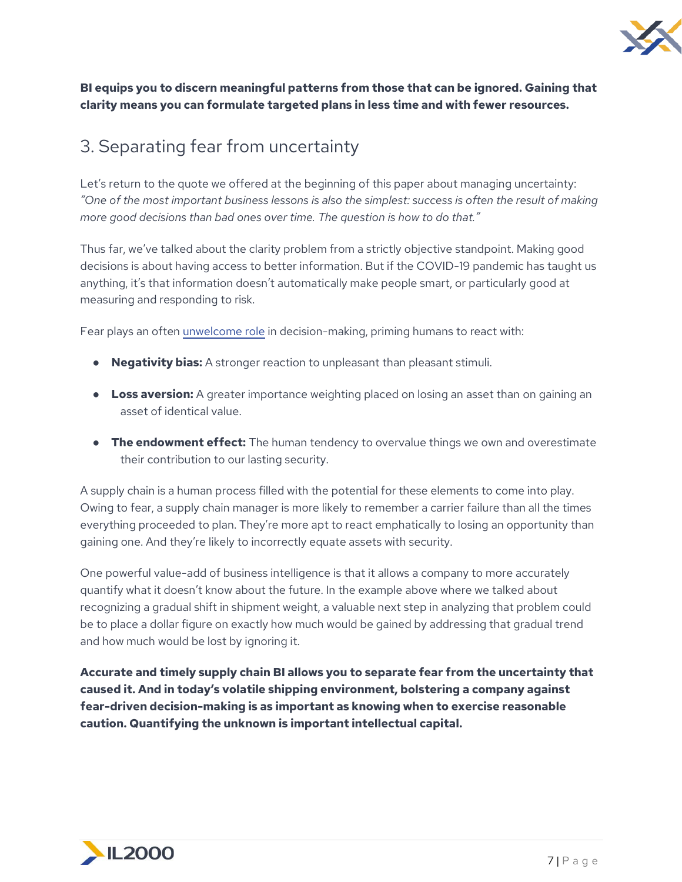**BI equips you to discern meaningful patterns from those that can be ignored. Gaining that clarity means you can formulate targeted plans in less time and with fewer resources.**

## 3. Separating fear from uncertainty

Let's return to the quote we offered at the beginning of this paper about managing uncertainty: *"One of the most important business lessons is also the simplest: success is often the result of making more good decisions than bad ones over time. The question is how to do that."*

Thus far, we've talked about the clarity problem from a strictly objective standpoint. Making good decisions is about having access to better information. But if the COVID-19 pandemic has taught us anything, it's that information doesn't automatically make people smart, or particularly good at measuring and responding to risk.

Fear plays an often unwelcome role in decision-making, priming humans to react with:

- **Negativity bias:** A stronger reaction to unpleasant than pleasant stimuli.
- **Loss aversion:** A greater importance weighting placed on losing an asset than on gaining an asset of identical value.
- **The endowment effect:** The human tendency to overvalue things we own and overestimate their contribution to our lasting security.

A supply chain is a human process filled with the potential for these elements to come into play. Owing to fear, a supply chain manager is more likely to remember a carrier failure than all the times everything proceeded to plan. They're more apt to react emphatically to losing an opportunity than gaining one. And they're likely to incorrectly equate assets with security.

One powerful value-add of business intelligence is that it allows a company to more accurately quantify what it doesn't know about the future. In the example above where we talked about recognizing a gradual shift in shipment weight, a valuable next step in analyzing that problem could be to place a dollar figure on exactly how much would be gained by addressing that gradual trend and how much would be lost by ignoring it.

**Accurate and timely supply chain BI allows you to separate fear from the uncertainty that caused it. And in today's volatile shipping environment, bolstering a company against fear-driven decision-making is as important as knowing when to exercise reasonable caution. Quantifying the unknown is important intellectual capital.**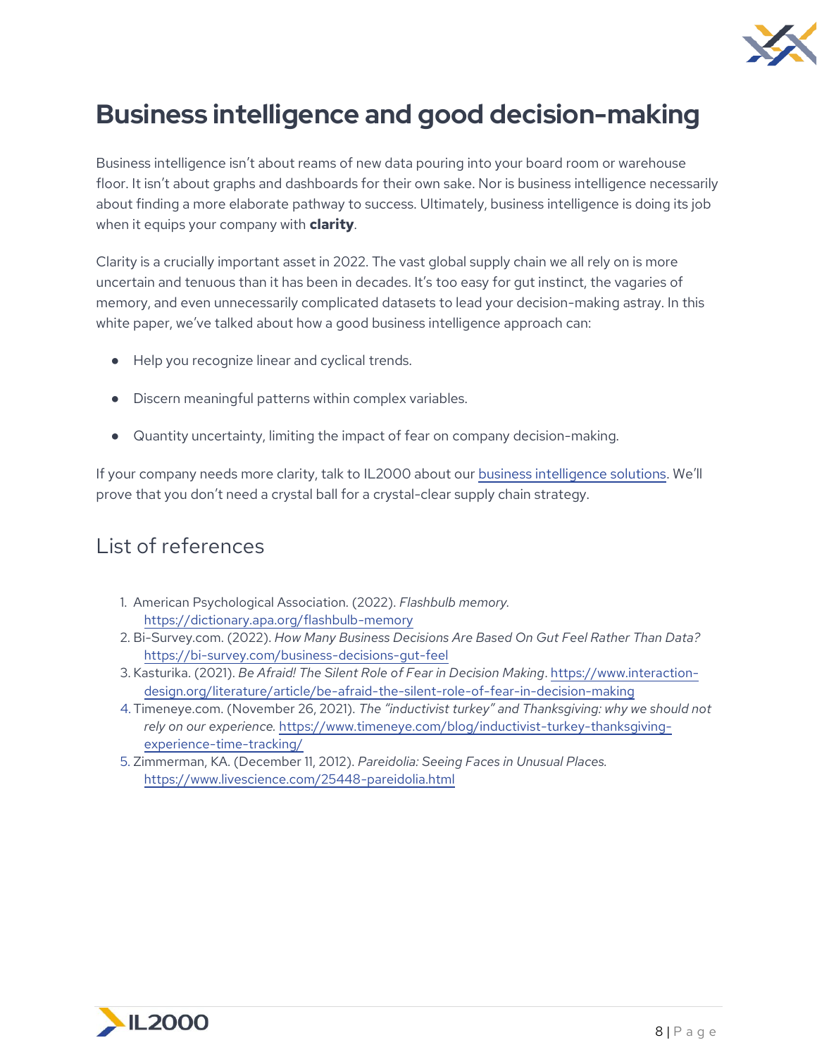# Business intelligence and good decision-making

Business intelligence isn't about reams of new data pouring into your board room or warehouse floor. It isn't about graphs and dashboards for their own sake. Nor is business intelligence necessarily about finding a more elaborate pathway to success. Ultimately, business intelligence is doing its job when it equips your company with **clarity**.

Clarity is a crucially important asset in 2022. The vast global supply chain we all rely on is more uncertain and tenuous than it has been in decades. It's too easy for gut instinct, the vagaries of memory, and even unnecessarily complicated datasets to lead your decision-making astray. In this white paper, we've talked about how a good business intelligence approach can:

- Help you recognize linear and cyclical trends.
- Discern meaningful patterns within complex variables.
- Quantity uncertainty, limiting the impact of fear on company decision-making.

If your company needs more clarity, talk to IL2000 about our business intelligence solutions. We'll prove that you don't need a crystal ball for a crystal-clear supply chain strategy.

## List of references

1. American Psychological Association. (2022). *Flashbulb memory.* https://dictionary.apa.org/flashbulb-memory
2. Bi-Survey.com. (2022). *How Many Business Decisions Are Based On Gut Feel Rather Than Data?* https://bi-survey.com/business-decisions-gut-feel
3. Kasturika. (2021). *Be Afraid! The Silent Role of Fear in Decision Making*. https://www.interaction-design.org/literature/article/be-afraid-the-silent-role-of-fear-in-decision-making
4. Timeneye.com. (November 26, 2021). *The "inductivist turkey" and Thanksgiving: why we should not rely on our experience.* https://www.timeneye.com/blog/inductivist-turkey-thanksgiving-experience-time-tracking/
5. Zimmerman, KA. (December 11, 2012). *Pareidolia: Seeing Faces in Unusual Places.* https://www.livescience.com/25448-pareidolia.html